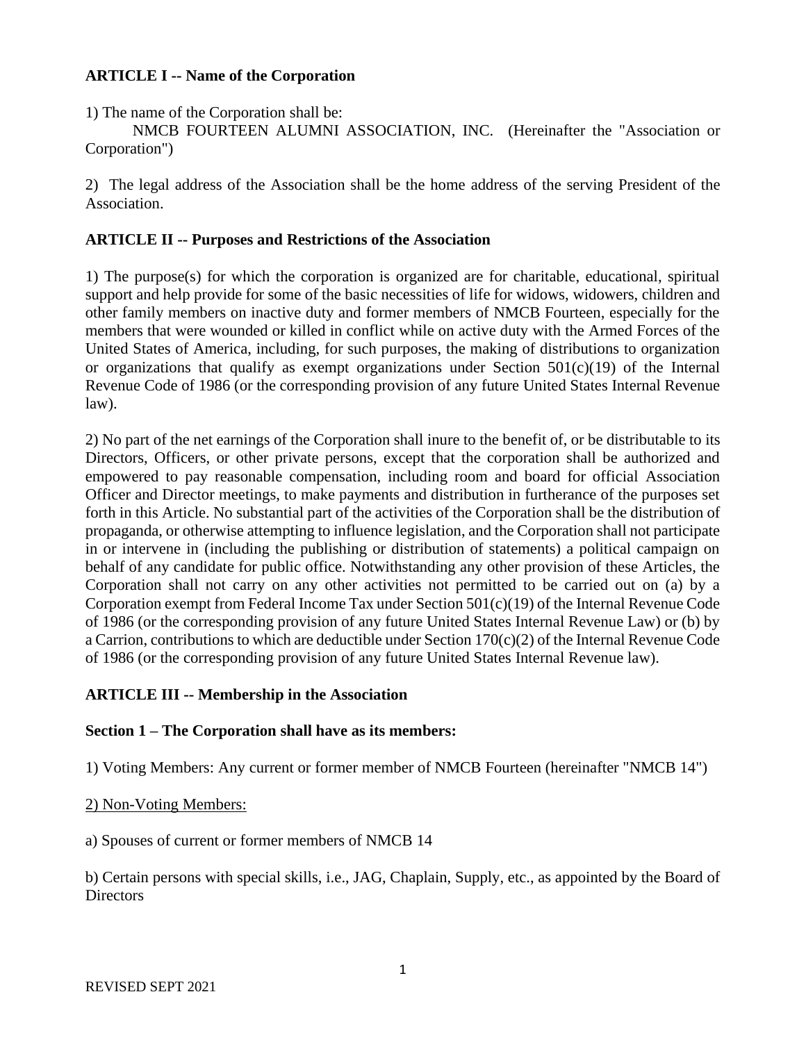**ARTICLE I -- Name of the Corporation**

1) The name of the Corporation shall be:

NMCB FOURTEEN ALUMNI ASSOCIATION, INC. (Hereinafter the "Association or Corporation")

2) The legal address of the Association shall be the home address of the serving President of the Association.

**ARTICLE II -- Purposes and Restrictions of the Association**

1) The purpose(s) for which the corporation is organized are for charitable, educational, spiritual support and help provide for some of the basic necessities of life for widows, widowers, children and other family members on inactive duty and former members of NMCB Fourteen, especially for the members that were wounded or killed in conflict while on active duty with the Armed Forces of the United States of America, including, for such purposes, the making of distributions to organization or organizations that qualify as exempt organizations under Section 501(c)(19) of the Internal Revenue Code of 1986 (or the corresponding provision of any future United States Internal Revenue law).

2) No part of the net earnings of the Corporation shall inure to the benefit of, or be distributable to its Directors, Officers, or other private persons, except that the corporation shall be authorized and empowered to pay reasonable compensation, including room and board for official Association Officer and Director meetings, to make payments and distribution in furtherance of the purposes set forth in this Article. No substantial part of the activities of the Corporation shall be the distribution of propaganda, or otherwise attempting to influence legislation, and the Corporation shall not participate in or intervene in (including the publishing or distribution of statements) a political campaign on behalf of any candidate for public office. Notwithstanding any other provision of these Articles, the Corporation shall not carry on any other activities not permitted to be carried out on (a) by a Corporation exempt from Federal Income Tax under Section 501(c)(19) of the Internal Revenue Code of 1986 (or the corresponding provision of any future United States Internal Revenue Law) or (b) by a Carrion, contributions to which are deductible under Section 170(c)(2) of the Internal Revenue Code of 1986 (or the corresponding provision of any future United States Internal Revenue law).

**ARTICLE III -- Membership in the Association**

**Section 1 – The Corporation shall have as its members:**

1) Voting Members: Any current or former member of NMCB Fourteen (hereinafter "NMCB 14")

2) Non-Voting Members:

a) Spouses of current or former members of NMCB 14

b) Certain persons with special skills, i.e., JAG, Chaplain, Supply, etc., as appointed by the Board of Directors

REVISED SEPT 2021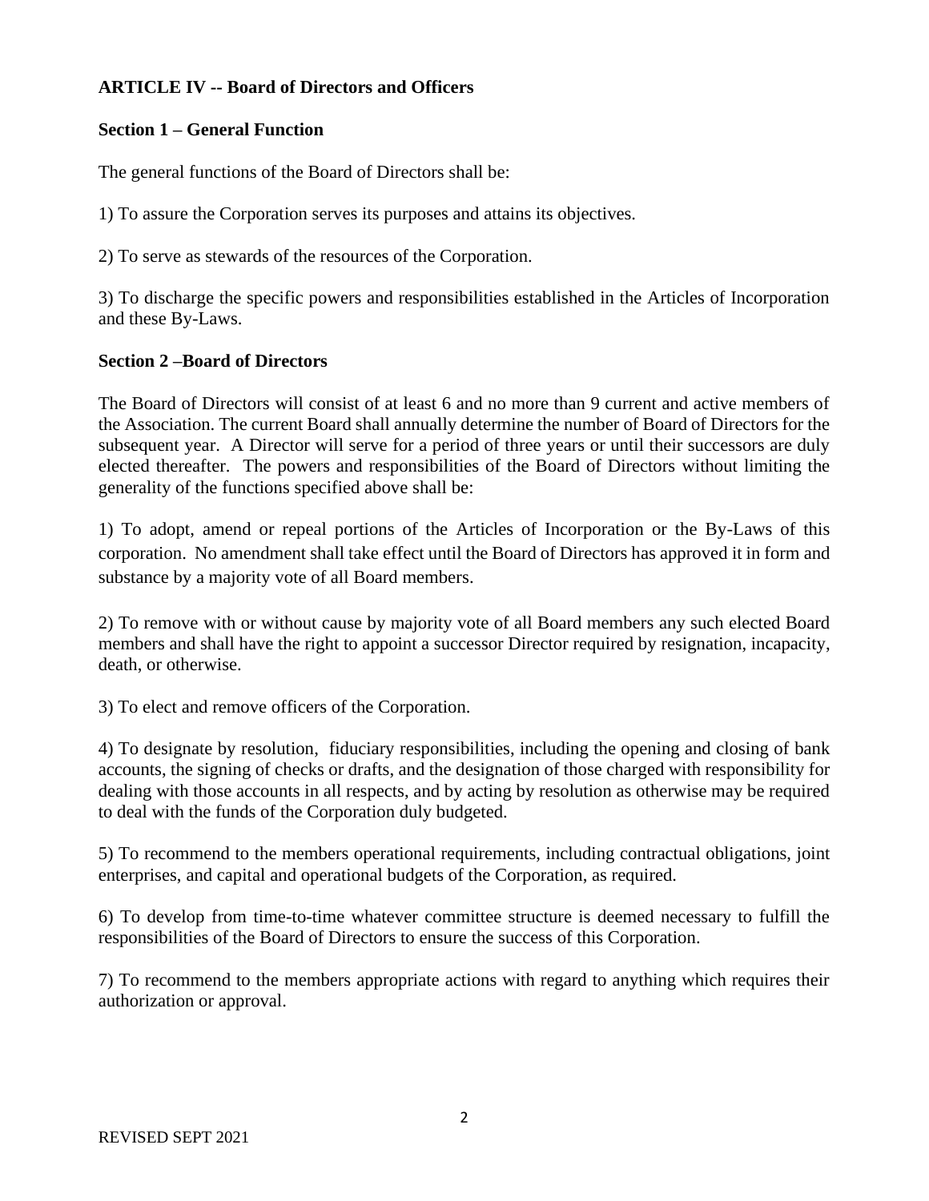**ARTICLE IV -- Board of Directors and Officers**

**Section 1 – General Function**

The general functions of the Board of Directors shall be:

1) To assure the Corporation serves its purposes and attains its objectives.

2) To serve as stewards of the resources of the Corporation.

3) To discharge the specific powers and responsibilities established in the Articles of Incorporation and these By-Laws.

**Section 2 –Board of Directors**

The Board of Directors will consist of at least 6 and no more than 9 current and active members of the Association. The current Board shall annually determine the number of Board of Directors for the subsequent year. A Director will serve for a period of three years or until their successors are duly elected thereafter. The powers and responsibilities of the Board of Directors without limiting the generality of the functions specified above shall be:

1) To adopt, amend or repeal portions of the Articles of Incorporation or the By-Laws of this corporation. No amendment shall take effect until the Board of Directors has approved it in form and substance by a majority vote of all Board members.

2) To remove with or without cause by majority vote of all Board members any such elected Board members and shall have the right to appoint a successor Director required by resignation, incapacity, death, or otherwise.

3) To elect and remove officers of the Corporation.

4) To designate by resolution, fiduciary responsibilities, including the opening and closing of bank accounts, the signing of checks or drafts, and the designation of those charged with responsibility for dealing with those accounts in all respects, and by acting by resolution as otherwise may be required to deal with the funds of the Corporation duly budgeted.

5) To recommend to the members operational requirements, including contractual obligations, joint enterprises, and capital and operational budgets of the Corporation, as required.

6) To develop from time-to-time whatever committee structure is deemed necessary to fulfill the responsibilities of the Board of Directors to ensure the success of this Corporation.

7) To recommend to the members appropriate actions with regard to anything which requires their authorization or approval.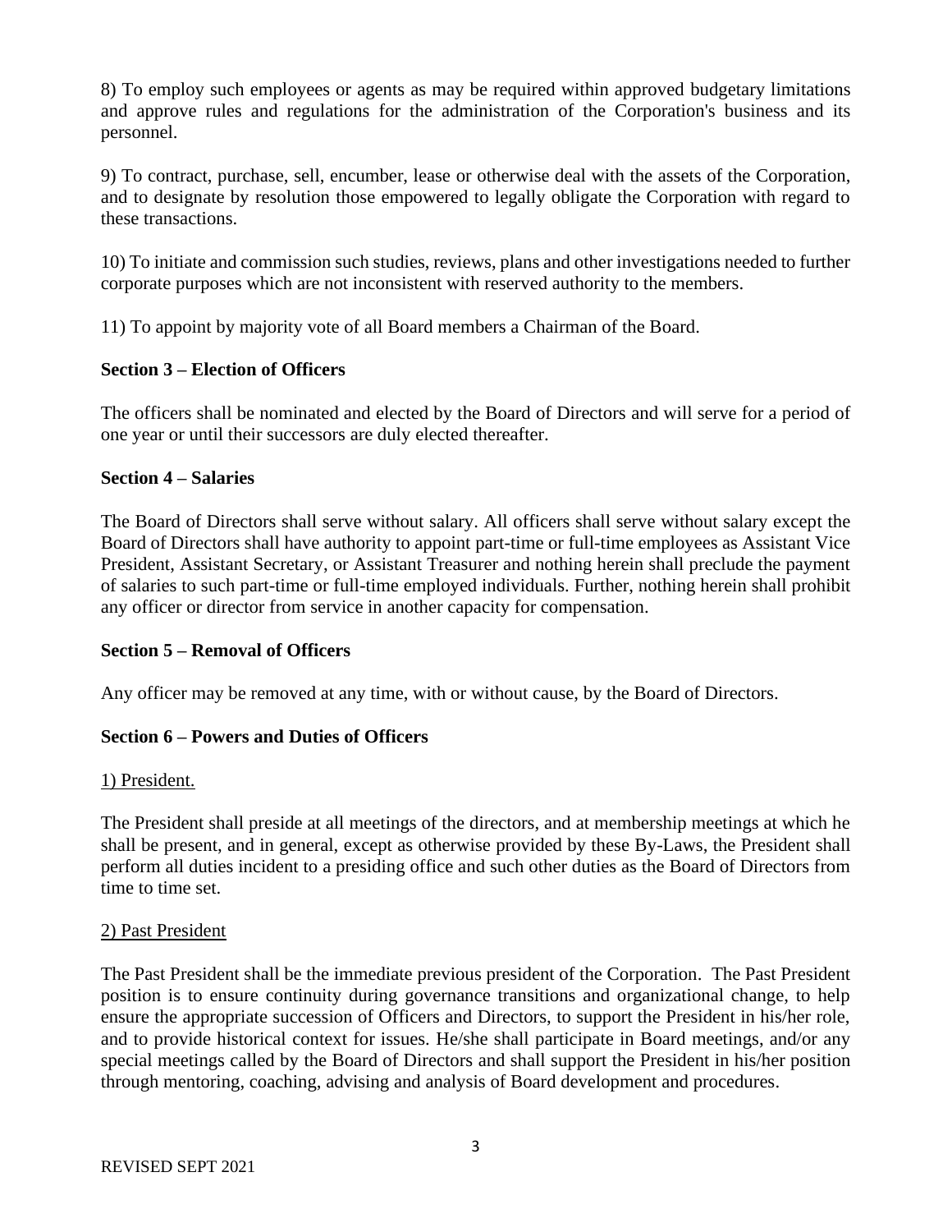8) To employ such employees or agents as may be required within approved budgetary limitations and approve rules and regulations for the administration of the Corporation's business and its personnel.

9) To contract, purchase, sell, encumber, lease or otherwise deal with the assets of the Corporation, and to designate by resolution those empowered to legally obligate the Corporation with regard to these transactions.

10) To initiate and commission such studies, reviews, plans and other investigations needed to further corporate purposes which are not inconsistent with reserved authority to the members.

11) To appoint by majority vote of all Board members a Chairman of the Board.

**Section 3 – Election of Officers**

The officers shall be nominated and elected by the Board of Directors and will serve for a period of one year or until their successors are duly elected thereafter.

**Section 4 – Salaries**

The Board of Directors shall serve without salary. All officers shall serve without salary except the Board of Directors shall have authority to appoint part-time or full-time employees as Assistant Vice President, Assistant Secretary, or Assistant Treasurer and nothing herein shall preclude the payment of salaries to such part-time or full-time employed individuals. Further, nothing herein shall prohibit any officer or director from service in another capacity for compensation.

**Section 5 – Removal of Officers**

Any officer may be removed at any time, with or without cause, by the Board of Directors.

**Section 6 – Powers and Duties of Officers**

1) President.

The President shall preside at all meetings of the directors, and at membership meetings at which he shall be present, and in general, except as otherwise provided by these By-Laws, the President shall perform all duties incident to a presiding office and such other duties as the Board of Directors from time to time set.

2) Past President

The Past President shall be the immediate previous president of the Corporation. The Past President position is to ensure continuity during governance transitions and organizational change, to help ensure the appropriate succession of Officers and Directors, to support the President in his/her role, and to provide historical context for issues. He/she shall participate in Board meetings, and/or any special meetings called by the Board of Directors and shall support the President in his/her position through mentoring, coaching, advising and analysis of Board development and procedures.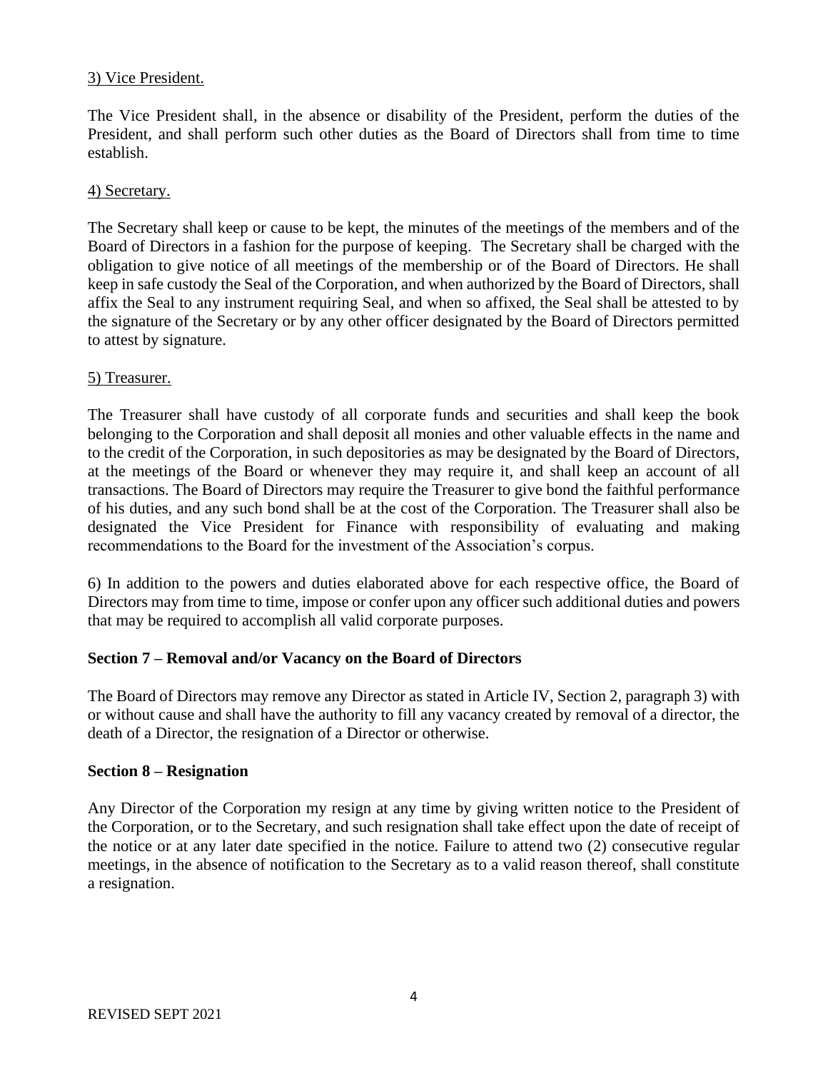3) Vice President.

The Vice President shall, in the absence or disability of the President, perform the duties of the President, and shall perform such other duties as the Board of Directors shall from time to time establish.

4) Secretary.

The Secretary shall keep or cause to be kept, the minutes of the meetings of the members and of the Board of Directors in a fashion for the purpose of keeping. The Secretary shall be charged with the obligation to give notice of all meetings of the membership or of the Board of Directors. He shall keep in safe custody the Seal of the Corporation, and when authorized by the Board of Directors, shall affix the Seal to any instrument requiring Seal, and when so affixed, the Seal shall be attested to by the signature of the Secretary or by any other officer designated by the Board of Directors permitted to attest by signature.

5) Treasurer.

The Treasurer shall have custody of all corporate funds and securities and shall keep the book belonging to the Corporation and shall deposit all monies and other valuable effects in the name and to the credit of the Corporation, in such depositories as may be designated by the Board of Directors, at the meetings of the Board or whenever they may require it, and shall keep an account of all transactions. The Board of Directors may require the Treasurer to give bond the faithful performance of his duties, and any such bond shall be at the cost of the Corporation. The Treasurer shall also be designated the Vice President for Finance with responsibility of evaluating and making recommendations to the Board for the investment of the Association's corpus.

6) In addition to the powers and duties elaborated above for each respective office, the Board of Directors may from time to time, impose or confer upon any officer such additional duties and powers that may be required to accomplish all valid corporate purposes.

**Section 7 – Removal and/or Vacancy on the Board of Directors**

The Board of Directors may remove any Director as stated in Article IV, Section 2, paragraph 3) with or without cause and shall have the authority to fill any vacancy created by removal of a director, the death of a Director, the resignation of a Director or otherwise.

**Section 8 – Resignation**

Any Director of the Corporation my resign at any time by giving written notice to the President of the Corporation, or to the Secretary, and such resignation shall take effect upon the date of receipt of the notice or at any later date specified in the notice. Failure to attend two (2) consecutive regular meetings, in the absence of notification to the Secretary as to a valid reason thereof, shall constitute a resignation.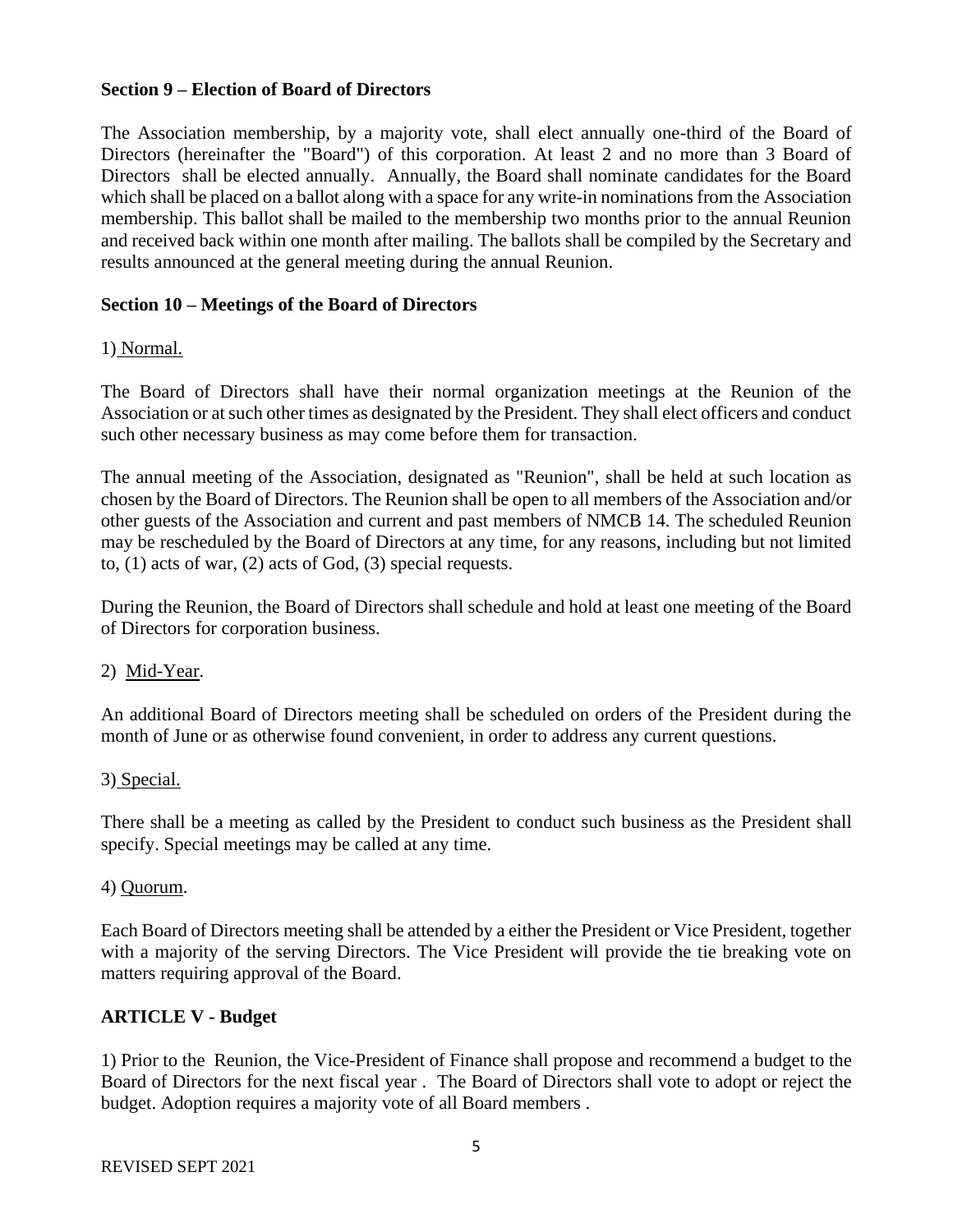**Section 9 – Election of Board of Directors**

The Association membership, by a majority vote, shall elect annually one-third of the Board of Directors (hereinafter the "Board") of this corporation. At least 2 and no more than 3 Board of Directors shall be elected annually. Annually, the Board shall nominate candidates for the Board which shall be placed on a ballot along with a space for any write-in nominations from the Association membership. This ballot shall be mailed to the membership two months prior to the annual Reunion and received back within one month after mailing. The ballots shall be compiled by the Secretary and results announced at the general meeting during the annual Reunion.

**Section 10 – Meetings of the Board of Directors**

1) Normal.

The Board of Directors shall have their normal organization meetings at the Reunion of the Association or at such other times as designated by the President. They shall elect officers and conduct such other necessary business as may come before them for transaction.

The annual meeting of the Association, designated as "Reunion", shall be held at such location as chosen by the Board of Directors. The Reunion shall be open to all members of the Association and/or other guests of the Association and current and past members of NMCB 14. The scheduled Reunion may be rescheduled by the Board of Directors at any time, for any reasons, including but not limited to, (1) acts of war, (2) acts of God, (3) special requests.

During the Reunion, the Board of Directors shall schedule and hold at least one meeting of the Board of Directors for corporation business.

2) Mid-Year.

An additional Board of Directors meeting shall be scheduled on orders of the President during the month of June or as otherwise found convenient, in order to address any current questions.

3) Special.

There shall be a meeting as called by the President to conduct such business as the President shall specify. Special meetings may be called at any time.

4) Quorum.

Each Board of Directors meeting shall be attended by a either the President or Vice President, together with a majority of the serving Directors. The Vice President will provide the tie breaking vote on matters requiring approval of the Board.

**ARTICLE V - Budget**

1) Prior to the Reunion, the Vice-President of Finance shall propose and recommend a budget to the Board of Directors for the next fiscal year . The Board of Directors shall vote to adopt or reject the budget. Adoption requires a majority vote of all Board members .

REVISED SEPT 2021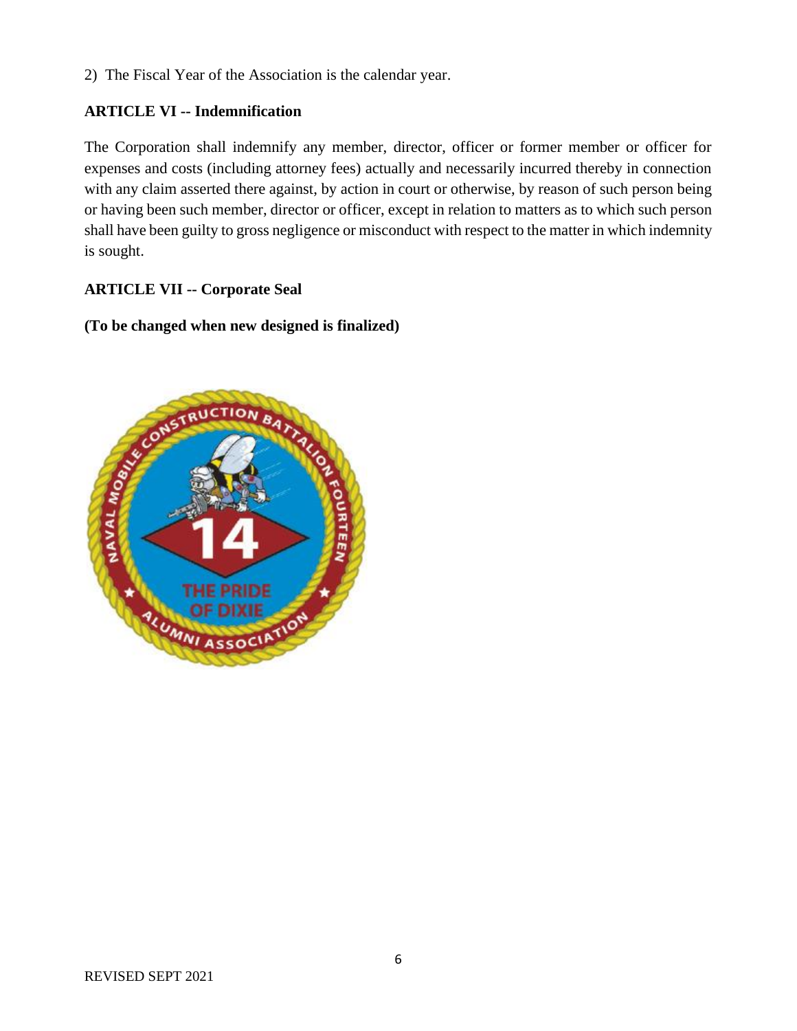2) The Fiscal Year of the Association is the calendar year.

**ARTICLE VI -- Indemnification**

The Corporation shall indemnify any member, director, officer or former member or officer for expenses and costs (including attorney fees) actually and necessarily incurred thereby in connection with any claim asserted there against, by action in court or otherwise, by reason of such person being or having been such member, director or officer, except in relation to matters as to which such person shall have been guilty to gross negligence or misconduct with respect to the matter in which indemnity is sought.

**ARTICLE VII -- Corporate Seal**

**(To be changed when new designed is finalized)**

REVISED SEPT 2021